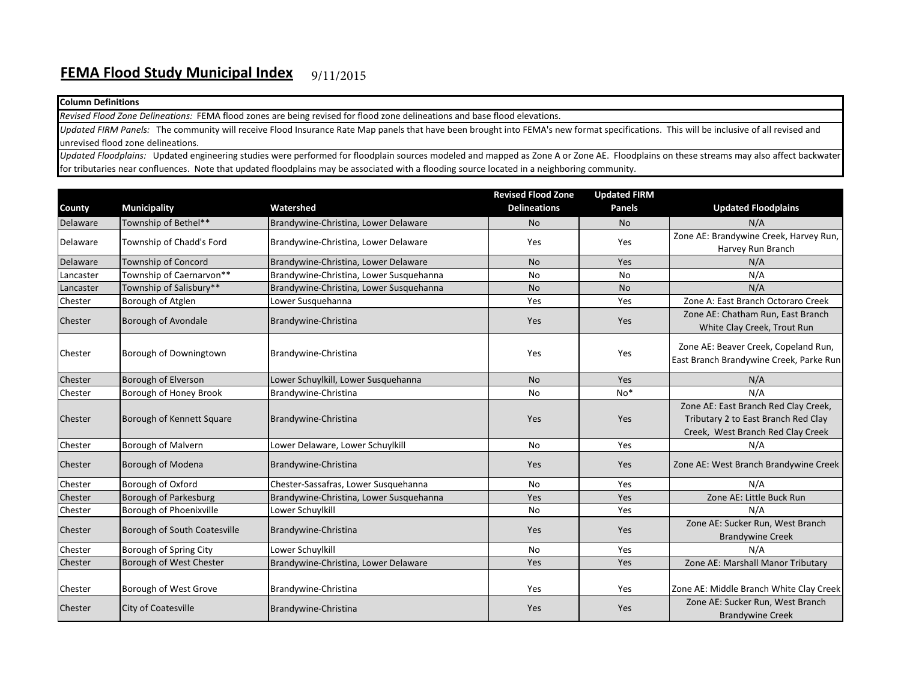# FEMA Flood Study Municipal Index

9/11/2015

| Column Definitions |
|---|
| *Revised Flood Zone Delineations:* FEMA flood zones are being revised for flood zone delineations and base flood elevations. |
| *Updated FIRM Panels:* The community will receive Flood Insurance Rate Map panels that have been brought into FEMA's new format specifications. This will be inclusive of all revised and unrevised flood zone delineations. |
| *Updated Floodplains:* Updated engineering studies were performed for floodplain sources modeled and mapped as Zone A or Zone AE. Floodplains on these streams may also affect backwater for tributaries near confluences. Note that updated floodplains may be associated with a flooding source located in a neighboring community. |

| County | Municipality | Watershed | Revised Flood Zone Delineations | Updated FIRM Panels | Updated Floodplains |
|---|---|---|---|---|---|
| Delaware | Township of Bethel** | Brandywine-Christina, Lower Delaware | No | No | N/A |
| Delaware | Township of Chadd's Ford | Brandywine-Christina, Lower Delaware | Yes | Yes | Zone AE: Brandywine Creek, Harvey Run, Harvey Run Branch |
| Delaware | Township of Concord | Brandywine-Christina, Lower Delaware | No | Yes | N/A |
| Lancaster | Township of Caernarvon** | Brandywine-Christina, Lower Susquehanna | No | No | N/A |
| Lancaster | Township of Salisbury** | Brandywine-Christina, Lower Susquehanna | No | No | N/A |
| Chester | Borough of Atglen | Lower Susquehanna | Yes | Yes | Zone A: East Branch Octoraro Creek |
| Chester | Borough of Avondale | Brandywine-Christina | Yes | Yes | Zone AE: Chatham Run, East Branch White Clay Creek, Trout Run |
| Chester | Borough of Downingtown | Brandywine-Christina | Yes | Yes | Zone AE: Beaver Creek, Copeland Run, East Branch Brandywine Creek, Parke Run |
| Chester | Borough of Elverson | Lower Schuylkill, Lower Susquehanna | No | Yes | N/A |
| Chester | Borough of Honey Brook | Brandywine-Christina | No | No* | N/A |
| Chester | Borough of Kennett Square | Brandywine-Christina | Yes | Yes | Zone AE: East Branch Red Clay Creek, Tributary 2 to East Branch Red Clay Creek, West Branch Red Clay Creek |
| Chester | Borough of Malvern | Lower Delaware, Lower Schuylkill | No | Yes | N/A |
| Chester | Borough of Modena | Brandywine-Christina | Yes | Yes | Zone AE: West Branch Brandywine Creek |
| Chester | Borough of Oxford | Chester-Sassafras, Lower Susquehanna | No | Yes | N/A |
| Chester | Borough of Parkesburg | Brandywine-Christina, Lower Susquehanna | Yes | Yes | Zone AE: Little Buck Run |
| Chester | Borough of Phoenixville | Lower Schuylkill | No | Yes | N/A |
| Chester | Borough of South Coatesville | Brandywine-Christina | Yes | Yes | Zone AE: Sucker Run, West Branch Brandywine Creek |
| Chester | Borough of Spring City | Lower Schuylkill | No | Yes | N/A |
| Chester | Borough of West Chester | Brandywine-Christina, Lower Delaware | Yes | Yes | Zone AE: Marshall Manor Tributary |
| Chester | Borough of West Grove | Brandywine-Christina | Yes | Yes | Zone AE: Middle Branch White Clay Creek |
| Chester | City of Coatesville | Brandywine-Christina | Yes | Yes | Zone AE: Sucker Run, West Branch Brandywine Creek |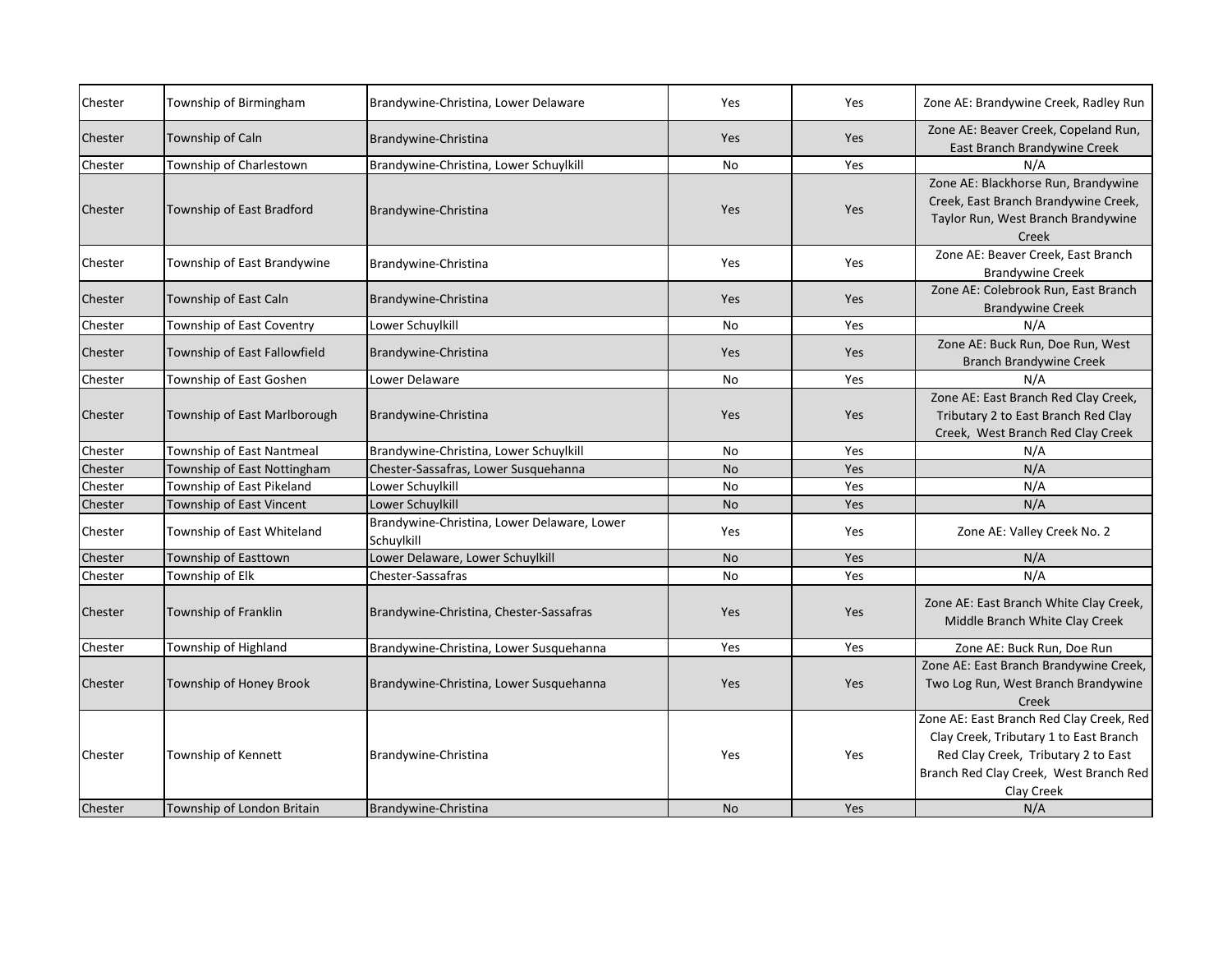| | | | | | |
|---|---|---|---|---|---|
| Chester | Township of Birmingham | Brandywine-Christina, Lower Delaware | Yes | Yes | Zone AE: Brandywine Creek, Radley Run |
| Chester | Township of Caln | Brandywine-Christina | Yes | Yes | Zone AE: Beaver Creek, Copeland Run, East Branch Brandywine Creek |
| Chester | Township of Charlestown | Brandywine-Christina, Lower Schuylkill | No | Yes | N/A |
| Chester | Township of East Bradford | Brandywine-Christina | Yes | Yes | Zone AE: Blackhorse Run, Brandywine Creek, East Branch Brandywine Creek, Taylor Run, West Branch Brandywine Creek |
| Chester | Township of East Brandywine | Brandywine-Christina | Yes | Yes | Zone AE: Beaver Creek, East Branch Brandywine Creek |
| Chester | Township of East Caln | Brandywine-Christina | Yes | Yes | Zone AE: Colebrook Run, East Branch Brandywine Creek |
| Chester | Township of East Coventry | Lower Schuylkill | No | Yes | N/A |
| Chester | Township of East Fallowfield | Brandywine-Christina | Yes | Yes | Zone AE: Buck Run, Doe Run, West Branch Brandywine Creek |
| Chester | Township of East Goshen | Lower Delaware | No | Yes | N/A |
| Chester | Township of East Marlborough | Brandywine-Christina | Yes | Yes | Zone AE: East Branch Red Clay Creek, Tributary 2 to East Branch Red Clay Creek, West Branch Red Clay Creek |
| Chester | Township of East Nantmeal | Brandywine-Christina, Lower Schuylkill | No | Yes | N/A |
| Chester | Township of East Nottingham | Chester-Sassafras, Lower Susquehanna | No | Yes | N/A |
| Chester | Township of East Pikeland | Lower Schuylkill | No | Yes | N/A |
| Chester | Township of East Vincent | Lower Schuylkill | No | Yes | N/A |
| Chester | Township of East Whiteland | Brandywine-Christina, Lower Delaware, Lower Schuylkill | Yes | Yes | Zone AE: Valley Creek No. 2 |
| Chester | Township of Easttown | Lower Delaware, Lower Schuylkill | No | Yes | N/A |
| Chester | Township of Elk | Chester-Sassafras | No | Yes | N/A |
| Chester | Township of Franklin | Brandywine-Christina, Chester-Sassafras | Yes | Yes | Zone AE: East Branch White Clay Creek, Middle Branch White Clay Creek |
| Chester | Township of Highland | Brandywine-Christina, Lower Susquehanna | Yes | Yes | Zone AE: Buck Run, Doe Run |
| Chester | Township of Honey Brook | Brandywine-Christina, Lower Susquehanna | Yes | Yes | Zone AE: East Branch Brandywine Creek, Two Log Run, West Branch Brandywine Creek |
| Chester | Township of Kennett | Brandywine-Christina | Yes | Yes | Zone AE: East Branch Red Clay Creek, Red Clay Creek, Tributary 1 to East Branch Red Clay Creek, Tributary 2 to East Branch Red Clay Creek, West Branch Red Clay Creek |
| Chester | Township of London Britain | Brandywine-Christina | No | Yes | N/A |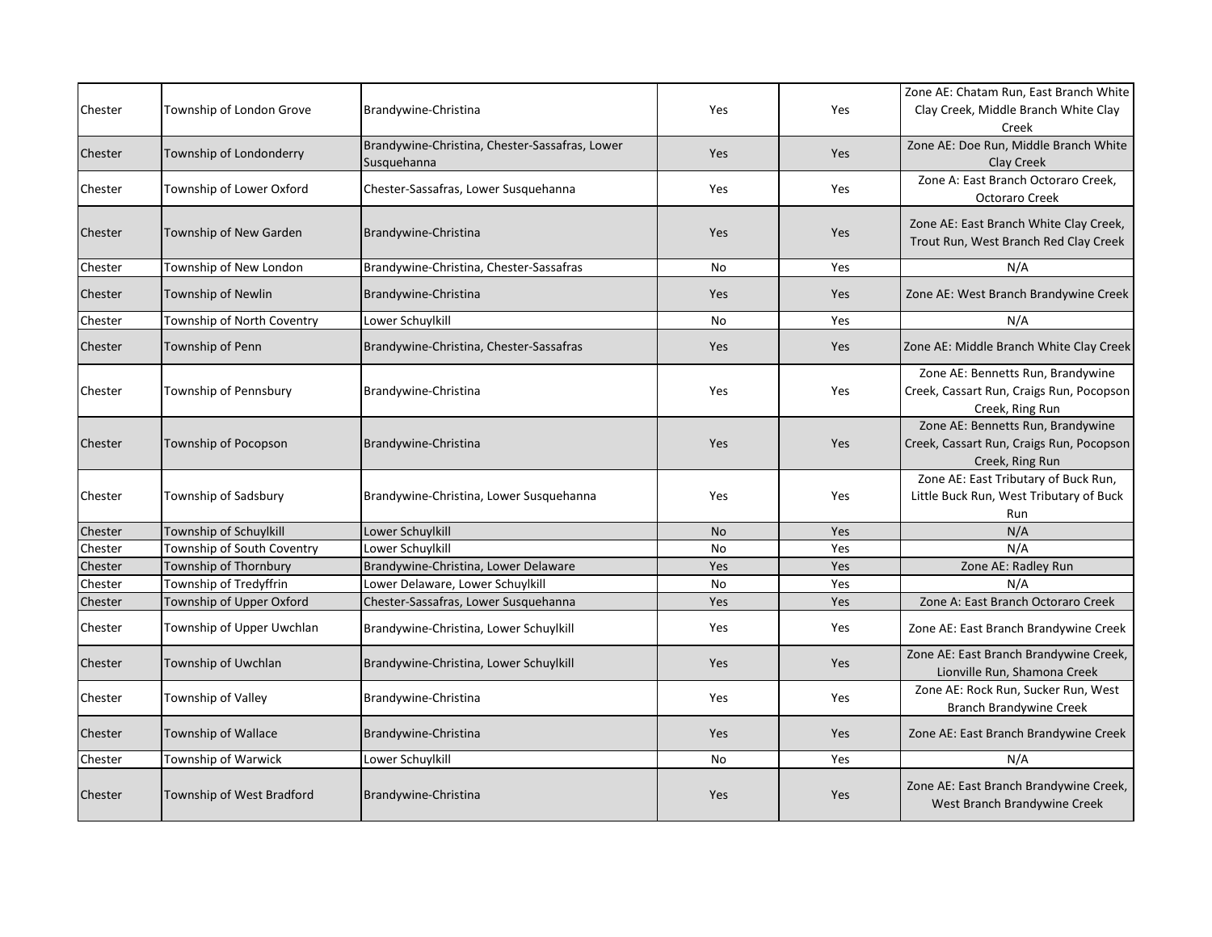| Chester | Township of London Grove | Brandywine-Christina | Yes | Yes | Zone AE: Chatam Run, East Branch White Clay Creek, Middle Branch White Clay Creek |
|---|---|---|---|---|---|
| Chester | Township of Londonderry | Brandywine-Christina, Chester-Sassafras, Lower Susquehanna | Yes | Yes | Zone AE: Doe Run, Middle Branch White Clay Creek |
| Chester | Township of Lower Oxford | Chester-Sassafras, Lower Susquehanna | Yes | Yes | Zone A: East Branch Octoraro Creek, Octoraro Creek |
| Chester | Township of New Garden | Brandywine-Christina | Yes | Yes | Zone AE: East Branch White Clay Creek, Trout Run, West Branch Red Clay Creek |
| Chester | Township of New London | Brandywine-Christina, Chester-Sassafras | No | Yes | N/A |
| Chester | Township of Newlin | Brandywine-Christina | Yes | Yes | Zone AE: West Branch Brandywine Creek |
| Chester | Township of North Coventry | Lower Schuylkill | No | Yes | N/A |
| Chester | Township of Penn | Brandywine-Christina, Chester-Sassafras | Yes | Yes | Zone AE: Middle Branch White Clay Creek |
| Chester | Township of Pennsbury | Brandywine-Christina | Yes | Yes | Zone AE: Bennetts Run, Brandywine Creek, Cassart Run, Craigs Run, Pocopson Creek, Ring Run |
| Chester | Township of Pocopson | Brandywine-Christina | Yes | Yes | Zone AE: Bennetts Run, Brandywine Creek, Cassart Run, Craigs Run, Pocopson Creek, Ring Run |
| Chester | Township of Sadsbury | Brandywine-Christina, Lower Susquehanna | Yes | Yes | Zone AE: East Tributary of Buck Run, Little Buck Run, West Tributary of Buck Run |
| Chester | Township of Schuylkill | Lower Schuylkill | No | Yes | N/A |
| Chester | Township of South Coventry | Lower Schuylkill | No | Yes | N/A |
| Chester | Township of Thornbury | Brandywine-Christina, Lower Delaware | Yes | Yes | Zone AE: Radley Run |
| Chester | Township of Tredyffrin | Lower Delaware, Lower Schuylkill | No | Yes | N/A |
| Chester | Township of Upper Oxford | Chester-Sassafras, Lower Susquehanna | Yes | Yes | Zone A: East Branch Octoraro Creek |
| Chester | Township of Upper Uwchlan | Brandywine-Christina, Lower Schuylkill | Yes | Yes | Zone AE: East Branch Brandywine Creek |
| Chester | Township of Uwchlan | Brandywine-Christina, Lower Schuylkill | Yes | Yes | Zone AE: East Branch Brandywine Creek, Lionville Run, Shamona Creek |
| Chester | Township of Valley | Brandywine-Christina | Yes | Yes | Zone AE: Rock Run, Sucker Run, West Branch Brandywine Creek |
| Chester | Township of Wallace | Brandywine-Christina | Yes | Yes | Zone AE: East Branch Brandywine Creek |
| Chester | Township of Warwick | Lower Schuylkill | No | Yes | N/A |
| Chester | Township of West Bradford | Brandywine-Christina | Yes | Yes | Zone AE: East Branch Brandywine Creek, West Branch Brandywine Creek |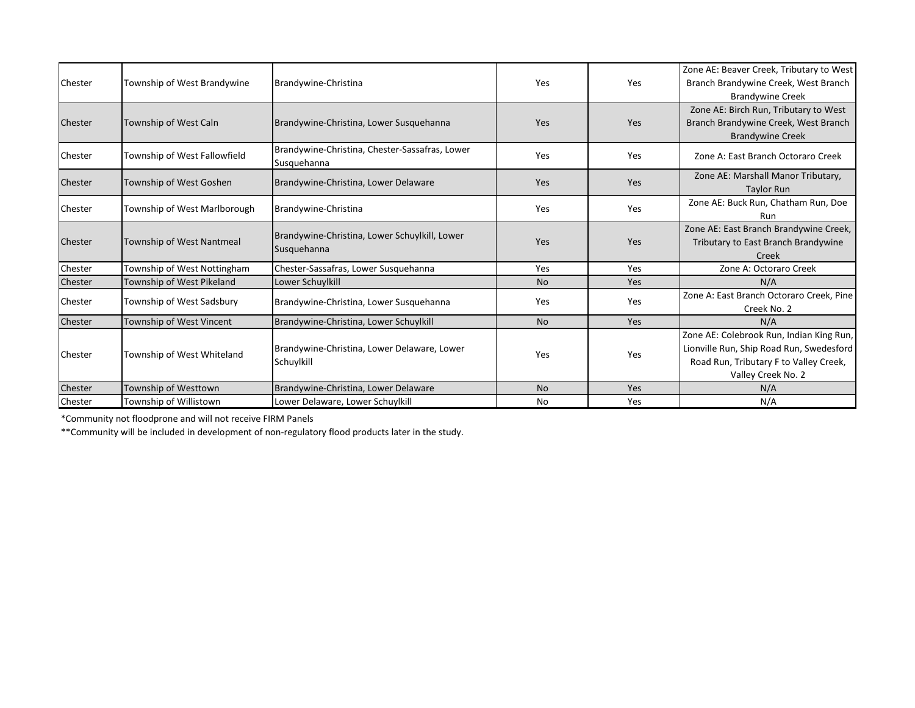| | | | | | |
|---|---|---|---|---|---|
| Chester | Township of West Brandywine | Brandywine-Christina | Yes | Yes | Zone AE: Beaver Creek, Tributary to West Branch Brandywine Creek, West Branch Brandywine Creek |
| Chester | Township of West Caln | Brandywine-Christina, Lower Susquehanna | Yes | Yes | Zone AE: Birch Run, Tributary to West Branch Brandywine Creek, West Branch Brandywine Creek |
| Chester | Township of West Fallowfield | Brandywine-Christina, Chester-Sassafras, Lower Susquehanna | Yes | Yes | Zone A: East Branch Octoraro Creek |
| Chester | Township of West Goshen | Brandywine-Christina, Lower Delaware | Yes | Yes | Zone AE: Marshall Manor Tributary, Taylor Run |
| Chester | Township of West Marlborough | Brandywine-Christina | Yes | Yes | Zone AE: Buck Run, Chatham Run, Doe Run |
| Chester | Township of West Nantmeal | Brandywine-Christina, Lower Schuylkill, Lower Susquehanna | Yes | Yes | Zone AE: East Branch Brandywine Creek, Tributary to East Branch Brandywine Creek |
| Chester | Township of West Nottingham | Chester-Sassafras, Lower Susquehanna | Yes | Yes | Zone A: Octoraro Creek |
| Chester | Township of West Pikeland | Lower Schuylkill | No | Yes | N/A |
| Chester | Township of West Sadsbury | Brandywine-Christina, Lower Susquehanna | Yes | Yes | Zone A: East Branch Octoraro Creek, Pine Creek No. 2 |
| Chester | Township of West Vincent | Brandywine-Christina, Lower Schuylkill | No | Yes | N/A |
| Chester | Township of West Whiteland | Brandywine-Christina, Lower Delaware, Lower Schuylkill | Yes | Yes | Zone AE: Colebrook Run, Indian King Run, Lionville Run, Ship Road Run, Swedesford Road Run, Tributary F to Valley Creek, Valley Creek No. 2 |
| Chester | Township of Westtown | Brandywine-Christina, Lower Delaware | No | Yes | N/A |
| Chester | Township of Willistown | Lower Delaware, Lower Schuylkill | No | Yes | N/A |

*Community not floodprone and will not receive FIRM Panels

**Community will be included in development of non-regulatory flood products later in the study.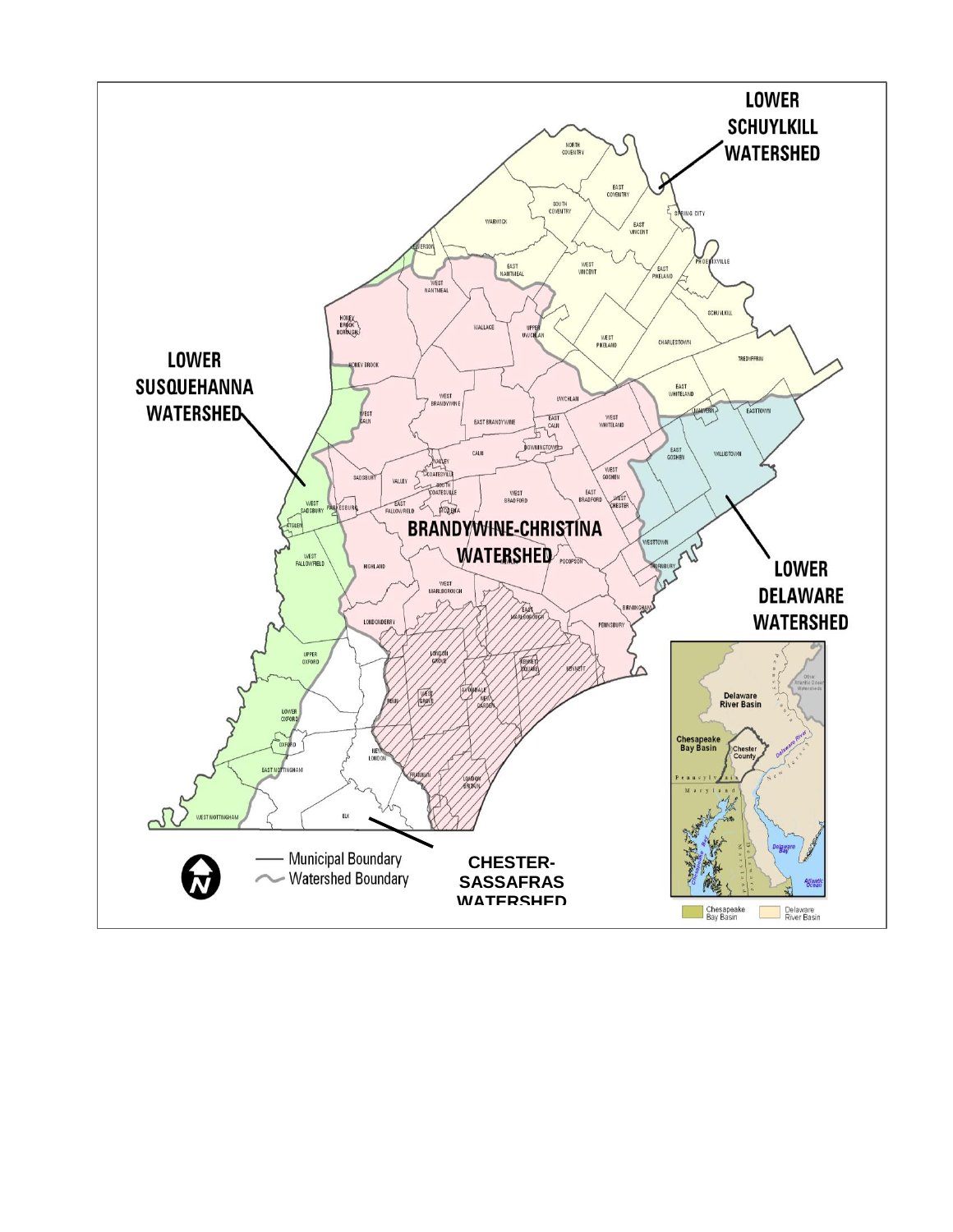LOWER SCHUYLKILL WATERSHED

LOWER SUSQUEHANNA WATERSHED

BRANDYWINE-CHRISTINA WATERSHED

LOWER DELAWARE WATERSHED

CHESTER-SASSAFRAS WATERSHED

NORTH COVENTRY

EAST COVENTRY

SOUTH COVENTRY

WARWICK

EAST VINCENT

SPRING CITY

ELVERSON

EAST NANTMEAL

WEST VINCENT

EAST PIKELAND

PHOENIXVILLE

WEST NANTMEAL

SCHUYLKILL

HONEY BROOK BOROUGH

WALLACE

UPPER UWCHLAN

WEST PIKELAND

CHARLESTOWN

TREDYFFRIN

HONEY BROOK

EAST WHITELAND

WEST BRANDYWINE

UWCHLAN

MALVERN

EASTTOWN

WEST CALN

EAST BRANDYWINE

EAST CALN

WEST WHITELAND

DOWNINGTOWN

CALN

EAST GOSHEN

WILLISTOWN

VALLEY

SADSBURY

COATESVILLE

SOUTH COATESVILLE

WEST GOSHEN

WEST SADSBURY

PARKESBURG

EAST FALLOWFIELD

MODENA

WEST BRADFORD

EAST BRADFORD

WEST CHESTER

ATGLEN

WESTTOWN

WEST FALLOWFIELD

HIGHLAND

NEWLIN

POCOPSON

THORNBURY

WEST MARLBOROUGH

EAST MARLBOROUGH

BIRMINGHAM

LONDONDERRY

PENNSBURY

UPPER OXFORD

LONDON GROVE

KENNETT SQUARE

KENNETT

LOWER OXFORD

PENN

WEST GROVE

AVONDALE

NEW GARDEN

OXFORD

NEW LONDON

EAST NOTTINGHAM

FRANKLIN

LONDON BRITAIN

ELK

WEST NOTTINGHAM

Municipal Boundary

Watershed Boundary

N

Delaware River Basin

Chesapeake Bay Basin

Chester County

Other Atlantic Ocean Watersheds

Pennsylvania

Maryland

Delaware River

New Jersey

Delaware

Delaware Bay

Chesapeake Bay

Atlantic Ocean

Chesapeake Bay Basin

Delaware River Basin